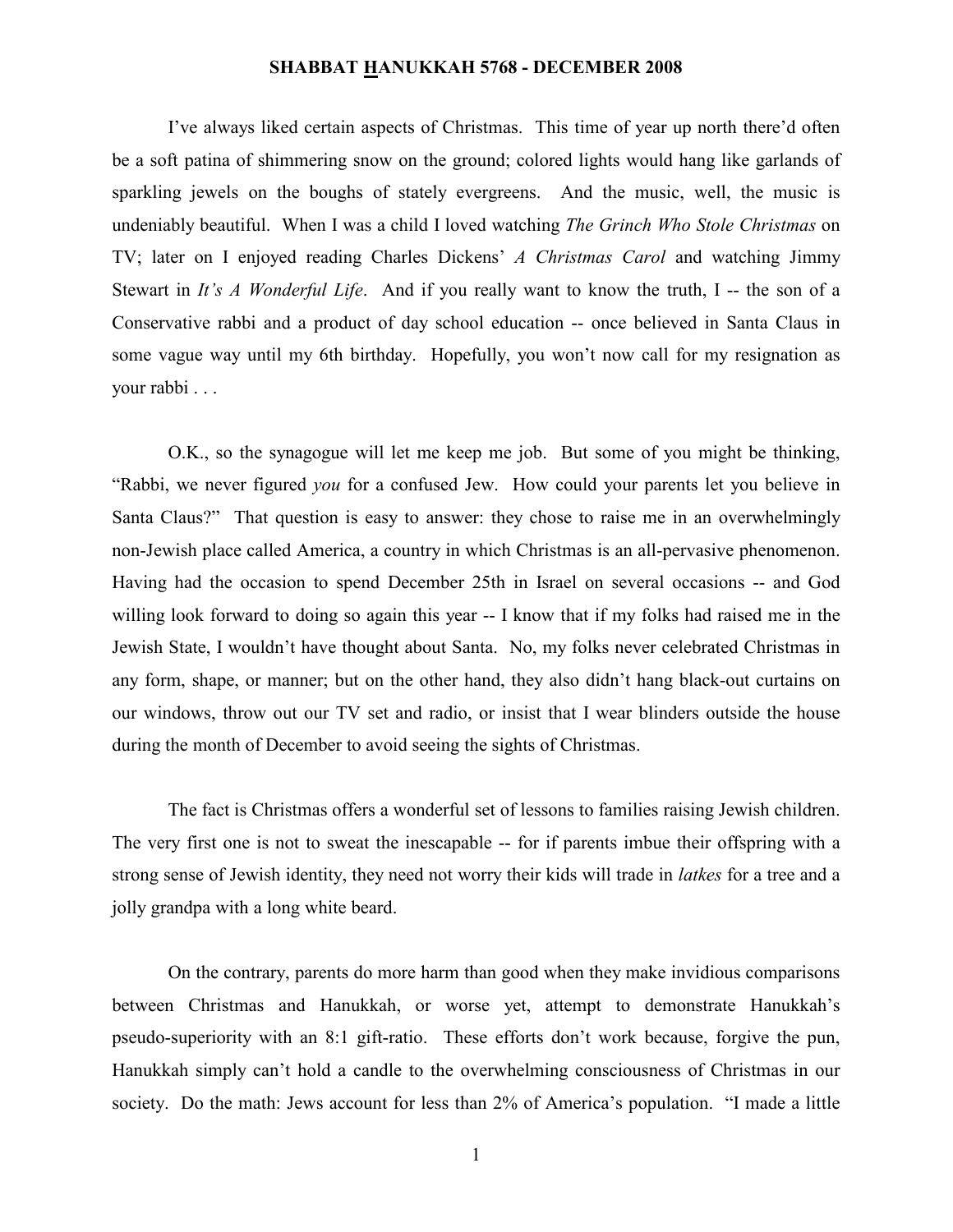# SHABBAT HANUKKAH 5768 - DECEMBER 2008

I've always liked certain aspects of Christmas. This time of year up north there'd often be a soft patina of shimmering snow on the ground; colored lights would hang like garlands of sparkling jewels on the boughs of stately evergreens. And the music, well, the music is undeniably beautiful. When I was a child I loved watching *The Grinch Who Stole Christmas* on TV; later on I enjoyed reading Charles Dickens' *A Christmas Carol* and watching Jimmy Stewart in *It's A Wonderful Life*. And if you really want to know the truth, I -- the son of a Conservative rabbi and a product of day school education -- once believed in Santa Claus in some vague way until my 6th birthday. Hopefully, you won't now call for my resignation as your rabbi . . .

O.K., so the synagogue will let me keep me job. But some of you might be thinking, "Rabbi, we never figured *you* for a confused Jew. How could your parents let you believe in Santa Claus?" That question is easy to answer: they chose to raise me in an overwhelmingly non-Jewish place called America, a country in which Christmas is an all-pervasive phenomenon. Having had the occasion to spend December 25th in Israel on several occasions -- and God willing look forward to doing so again this year -- I know that if my folks had raised me in the Jewish State, I wouldn't have thought about Santa. No, my folks never celebrated Christmas in any form, shape, or manner; but on the other hand, they also didn't hang black-out curtains on our windows, throw out our TV set and radio, or insist that I wear blinders outside the house during the month of December to avoid seeing the sights of Christmas.

The fact is Christmas offers a wonderful set of lessons to families raising Jewish children. The very first one is not to sweat the inescapable -- for if parents imbue their offspring with a strong sense of Jewish identity, they need not worry their kids will trade in *latkes* for a tree and a jolly grandpa with a long white beard.

On the contrary, parents do more harm than good when they make invidious comparisons between Christmas and Hanukkah, or worse yet, attempt to demonstrate Hanukkah's pseudo-superiority with an 8:1 gift-ratio. These efforts don't work because, forgive the pun, Hanukkah simply can't hold a candle to the overwhelming consciousness of Christmas in our society. Do the math: Jews account for less than 2% of America's population. "I made a little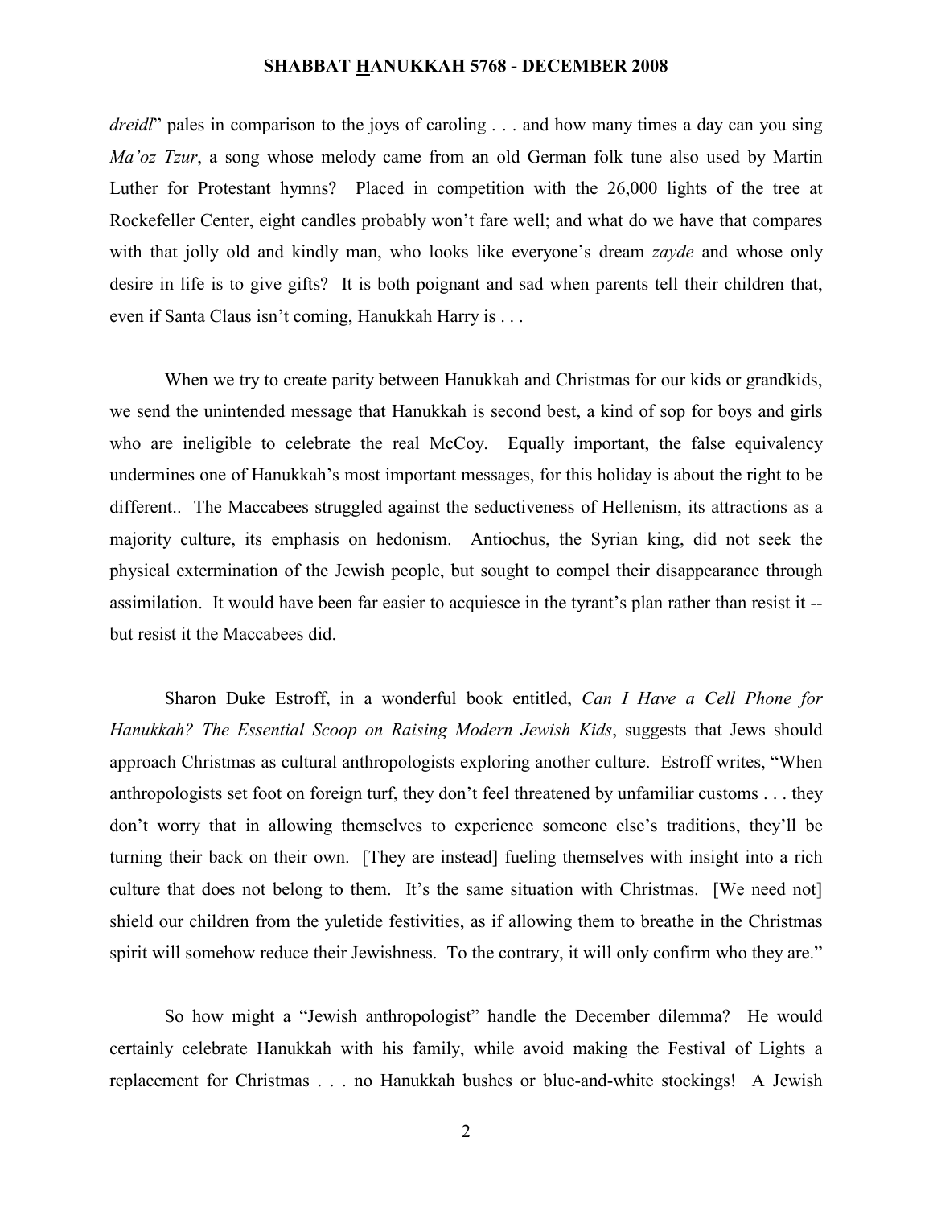*dreidl*" pales in comparison to the joys of caroling . . . and how many times a day can you sing *Ma'oz Tzur*, a song whose melody came from an old German folk tune also used by Martin Luther for Protestant hymns? Placed in competition with the 26,000 lights of the tree at Rockefeller Center, eight candles probably won't fare well; and what do we have that compares with that jolly old and kindly man, who looks like everyone's dream *zayde* and whose only desire in life is to give gifts? It is both poignant and sad when parents tell their children that, even if Santa Claus isn't coming, Hanukkah Harry is . . .

When we try to create parity between Hanukkah and Christmas for our kids or grandkids, we send the unintended message that Hanukkah is second best, a kind of sop for boys and girls who are ineligible to celebrate the real McCoy. Equally important, the false equivalency undermines one of Hanukkah's most important messages, for this holiday is about the right to be different.. The Maccabees struggled against the seductiveness of Hellenism, its attractions as a majority culture, its emphasis on hedonism. Antiochus, the Syrian king, did not seek the physical extermination of the Jewish people, but sought to compel their disappearance through assimilation. It would have been far easier to acquiesce in the tyrant's plan rather than resist it -- but resist it the Maccabees did.

Sharon Duke Estroff, in a wonderful book entitled, *Can I Have a Cell Phone for Hanukkah? The Essential Scoop on Raising Modern Jewish Kids*, suggests that Jews should approach Christmas as cultural anthropologists exploring another culture. Estroff writes, "When anthropologists set foot on foreign turf, they don't feel threatened by unfamiliar customs . . . they don't worry that in allowing themselves to experience someone else's traditions, they'll be turning their back on their own. [They are instead] fueling themselves with insight into a rich culture that does not belong to them. It's the same situation with Christmas. [We need not] shield our children from the yuletide festivities, as if allowing them to breathe in the Christmas spirit will somehow reduce their Jewishness. To the contrary, it will only confirm who they are."

So how might a "Jewish anthropologist" handle the December dilemma? He would certainly celebrate Hanukkah with his family, while avoid making the Festival of Lights a replacement for Christmas . . . no Hanukkah bushes or blue-and-white stockings! A Jewish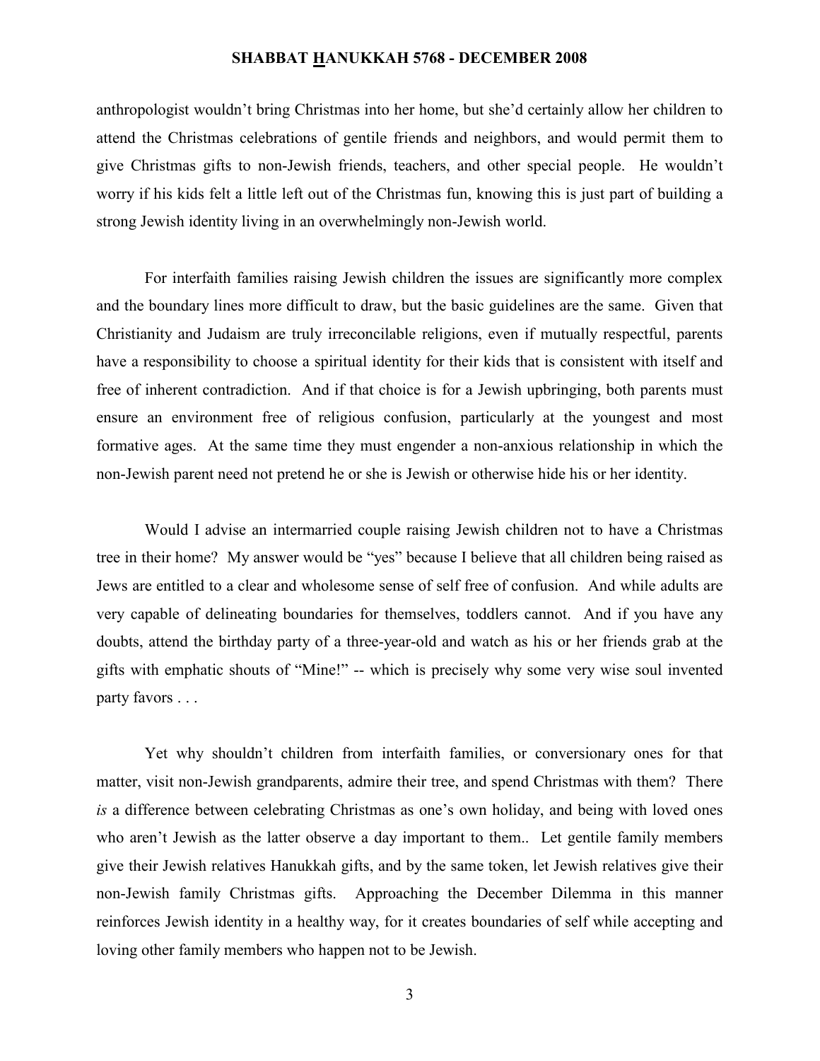anthropologist wouldn't bring Christmas into her home, but she'd certainly allow her children to attend the Christmas celebrations of gentile friends and neighbors, and would permit them to give Christmas gifts to non-Jewish friends, teachers, and other special people. He wouldn't worry if his kids felt a little left out of the Christmas fun, knowing this is just part of building a strong Jewish identity living in an overwhelmingly non-Jewish world.

For interfaith families raising Jewish children the issues are significantly more complex and the boundary lines more difficult to draw, but the basic guidelines are the same. Given that Christianity and Judaism are truly irreconcilable religions, even if mutually respectful, parents have a responsibility to choose a spiritual identity for their kids that is consistent with itself and free of inherent contradiction. And if that choice is for a Jewish upbringing, both parents must ensure an environment free of religious confusion, particularly at the youngest and most formative ages. At the same time they must engender a non-anxious relationship in which the non-Jewish parent need not pretend he or she is Jewish or otherwise hide his or her identity.

Would I advise an intermarried couple raising Jewish children not to have a Christmas tree in their home? My answer would be "yes" because I believe that all children being raised as Jews are entitled to a clear and wholesome sense of self free of confusion. And while adults are very capable of delineating boundaries for themselves, toddlers cannot. And if you have any doubts, attend the birthday party of a three-year-old and watch as his or her friends grab at the gifts with emphatic shouts of "Mine!" -- which is precisely why some very wise soul invented party favors . . .

Yet why shouldn't children from interfaith families, or conversionary ones for that matter, visit non-Jewish grandparents, admire their tree, and spend Christmas with them? There *is* a difference between celebrating Christmas as one's own holiday, and being with loved ones who aren't Jewish as the latter observe a day important to them.. Let gentile family members give their Jewish relatives Hanukkah gifts, and by the same token, let Jewish relatives give their non-Jewish family Christmas gifts. Approaching the December Dilemma in this manner reinforces Jewish identity in a healthy way, for it creates boundaries of self while accepting and loving other family members who happen not to be Jewish.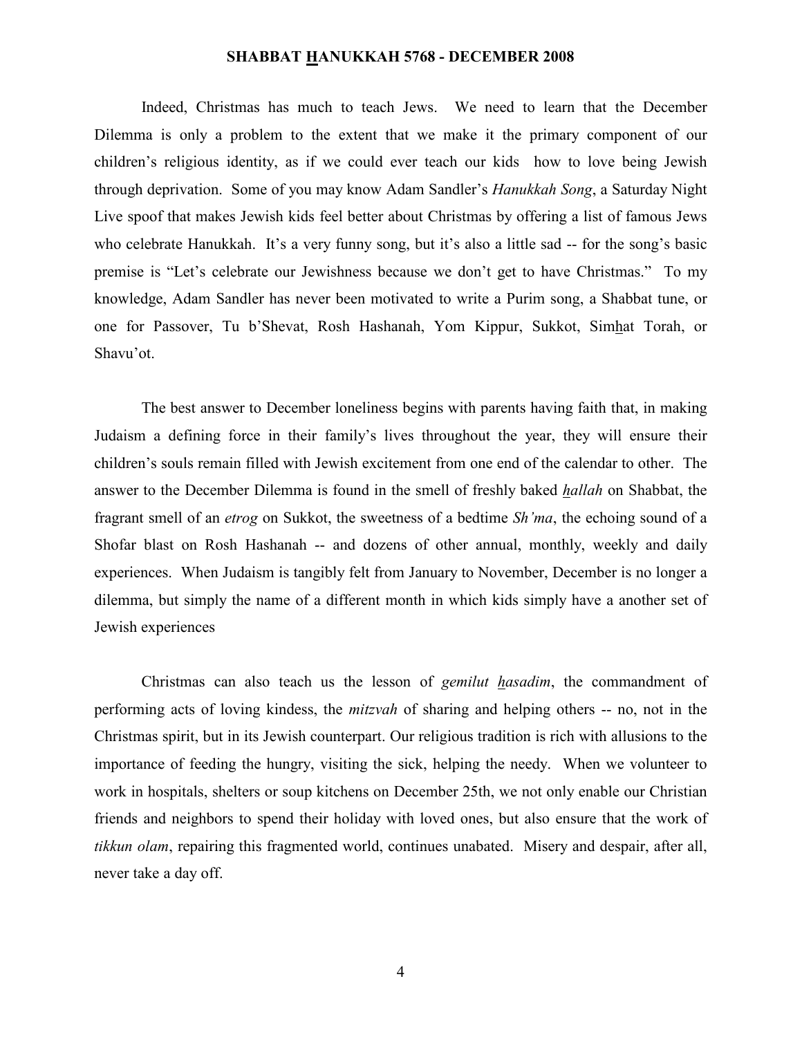Indeed, Christmas has much to teach Jews. We need to learn that the December Dilemma is only a problem to the extent that we make it the primary component of our children's religious identity, as if we could ever teach our kids how to love being Jewish through deprivation. Some of you may know Adam Sandler's *Hanukkah Song*, a Saturday Night Live spoof that makes Jewish kids feel better about Christmas by offering a list of famous Jews who celebrate Hanukkah. It's a very funny song, but it's also a little sad -- for the song's basic premise is "Let's celebrate our Jewishness because we don't get to have Christmas." To my knowledge, Adam Sandler has never been motivated to write a Purim song, a Shabbat tune, or one for Passover, Tu b'Shevat, Rosh Hashanah, Yom Kippur, Sukkot, Simhat Torah, or Shavu'ot.

The best answer to December loneliness begins with parents having faith that, in making Judaism a defining force in their family's lives throughout the year, they will ensure their children's souls remain filled with Jewish excitement from one end of the calendar to other. The answer to the December Dilemma is found in the smell of freshly baked *hallah* on Shabbat, the fragrant smell of an *etrog* on Sukkot, the sweetness of a bedtime *Sh'ma*, the echoing sound of a Shofar blast on Rosh Hashanah -- and dozens of other annual, monthly, weekly and daily experiences. When Judaism is tangibly felt from January to November, December is no longer a dilemma, but simply the name of a different month in which kids simply have a another set of Jewish experiences

Christmas can also teach us the lesson of *gemilut hasadim*, the commandment of performing acts of loving kindess, the *mitzvah* of sharing and helping others -- no, not in the Christmas spirit, but in its Jewish counterpart. Our religious tradition is rich with allusions to the importance of feeding the hungry, visiting the sick, helping the needy. When we volunteer to work in hospitals, shelters or soup kitchens on December 25th, we not only enable our Christian friends and neighbors to spend their holiday with loved ones, but also ensure that the work of *tikkun olam*, repairing this fragmented world, continues unabated. Misery and despair, after all, never take a day off.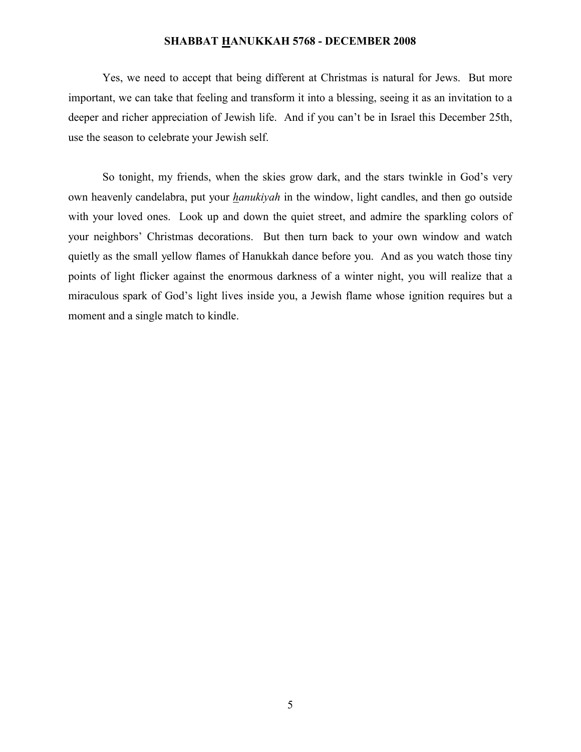Yes, we need to accept that being different at Christmas is natural for Jews. But more important, we can take that feeling and transform it into a blessing, seeing it as an invitation to a deeper and richer appreciation of Jewish life. And if you can't be in Israel this December 25th, use the season to celebrate your Jewish self.

So tonight, my friends, when the skies grow dark, and the stars twinkle in God's very own heavenly candelabra, put your ***hanukiyah*** in the window, light candles, and then go outside with your loved ones. Look up and down the quiet street, and admire the sparkling colors of your neighbors' Christmas decorations. But then turn back to your own window and watch quietly as the small yellow flames of Hanukkah dance before you. And as you watch those tiny points of light flicker against the enormous darkness of a winter night, you will realize that a miraculous spark of God's light lives inside you, a Jewish flame whose ignition requires but a moment and a single match to kindle.